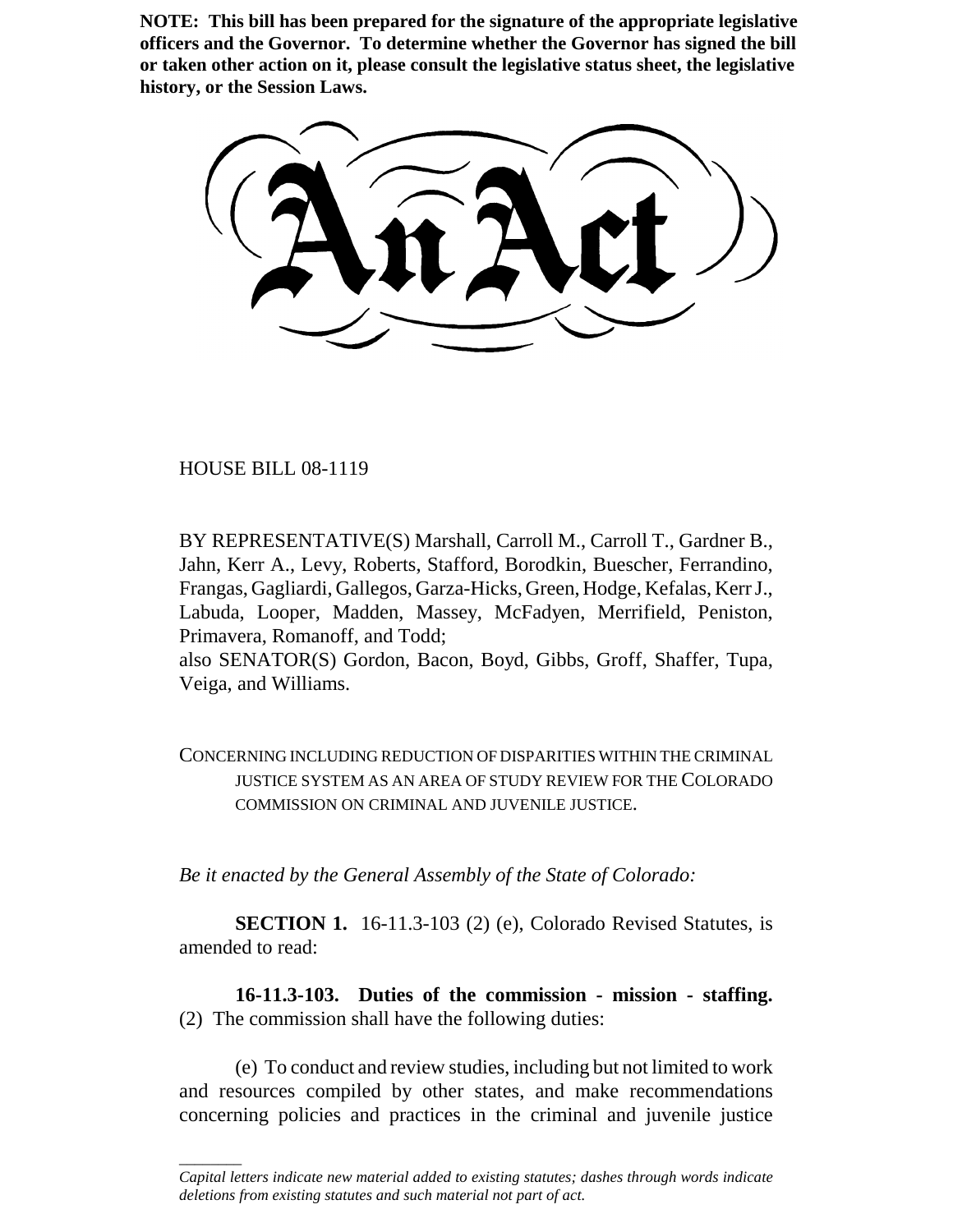**NOTE: This bill has been prepared for the signature of the appropriate legislative officers and the Governor. To determine whether the Governor has signed the bill or taken other action on it, please consult the legislative status sheet, the legislative history, or the Session Laws.**

# An Act

HOUSE BILL 08-1119

BY REPRESENTATIVE(S) Marshall, Carroll M., Carroll T., Gardner B., Jahn, Kerr A., Levy, Roberts, Stafford, Borodkin, Buescher, Ferrandino, Frangas, Gagliardi, Gallegos, Garza-Hicks, Green, Hodge, Kefalas, Kerr J., Labuda, Looper, Madden, Massey, McFadyen, Merrifield, Peniston, Primavera, Romanoff, and Todd;
also SENATOR(S) Gordon, Bacon, Boyd, Gibbs, Groff, Shaffer, Tupa, Veiga, and Williams.

CONCERNING INCLUDING REDUCTION OF DISPARITIES WITHIN THE CRIMINAL JUSTICE SYSTEM AS AN AREA OF STUDY REVIEW FOR THE COLORADO COMMISSION ON CRIMINAL AND JUVENILE JUSTICE.

*Be it enacted by the General Assembly of the State of Colorado:*

**SECTION 1.** 16-11.3-103 (2) (e), Colorado Revised Statutes, is amended to read:

**16-11.3-103. Duties of the commission - mission - staffing.** (2) The commission shall have the following duties:

(e) To conduct and review studies, including but not limited to work and resources compiled by other states, and make recommendations concerning policies and practices in the criminal and juvenile justice

*Capital letters indicate new material added to existing statutes; dashes through words indicate deletions from existing statutes and such material not part of act.*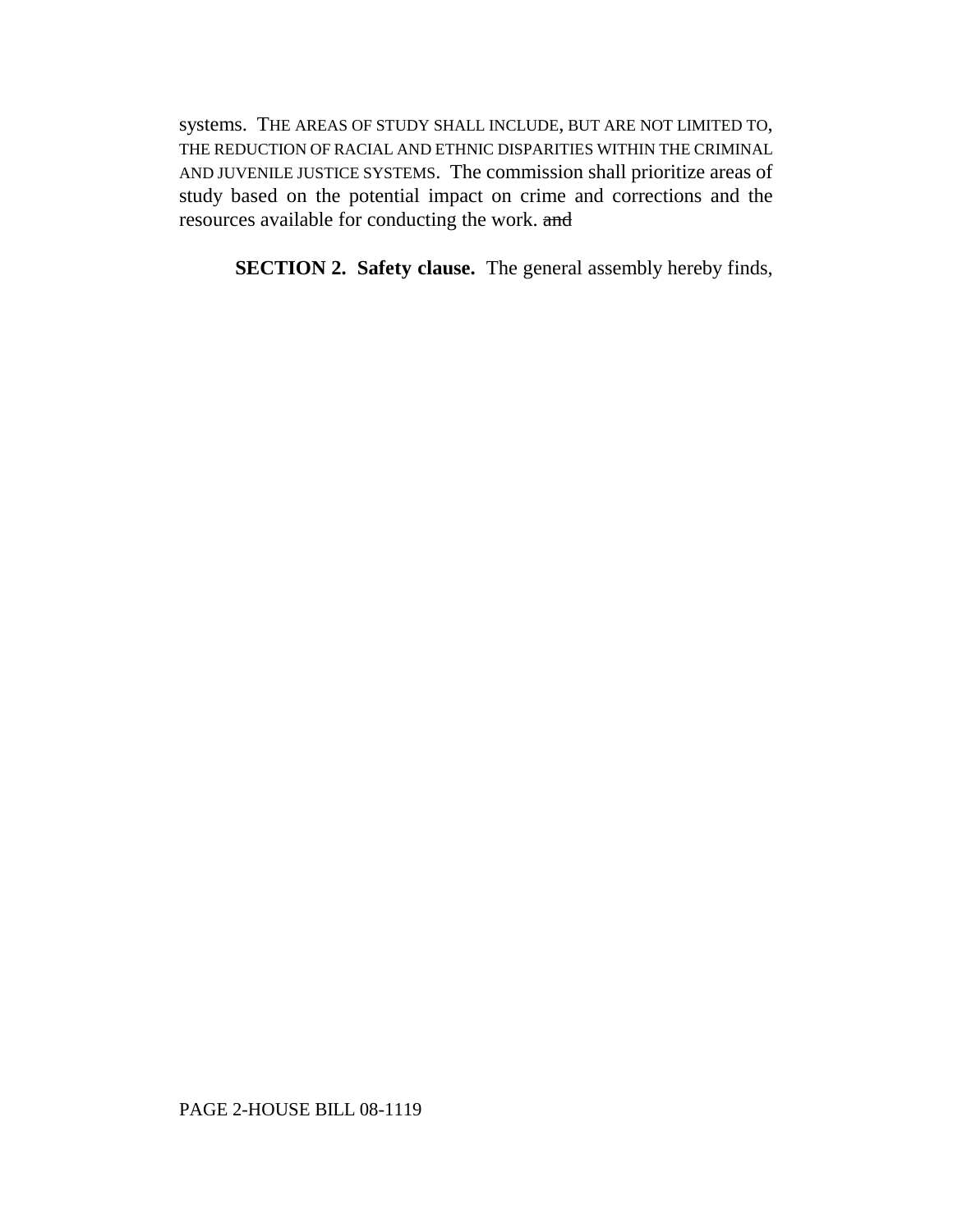systems. THE AREAS OF STUDY SHALL INCLUDE, BUT ARE NOT LIMITED TO, THE REDUCTION OF RACIAL AND ETHNIC DISPARITIES WITHIN THE CRIMINAL AND JUVENILE JUSTICE SYSTEMS. The commission shall prioritize areas of study based on the potential impact on crime and corrections and the resources available for conducting the work. ~~and~~

**SECTION 2. Safety clause.** The general assembly hereby finds,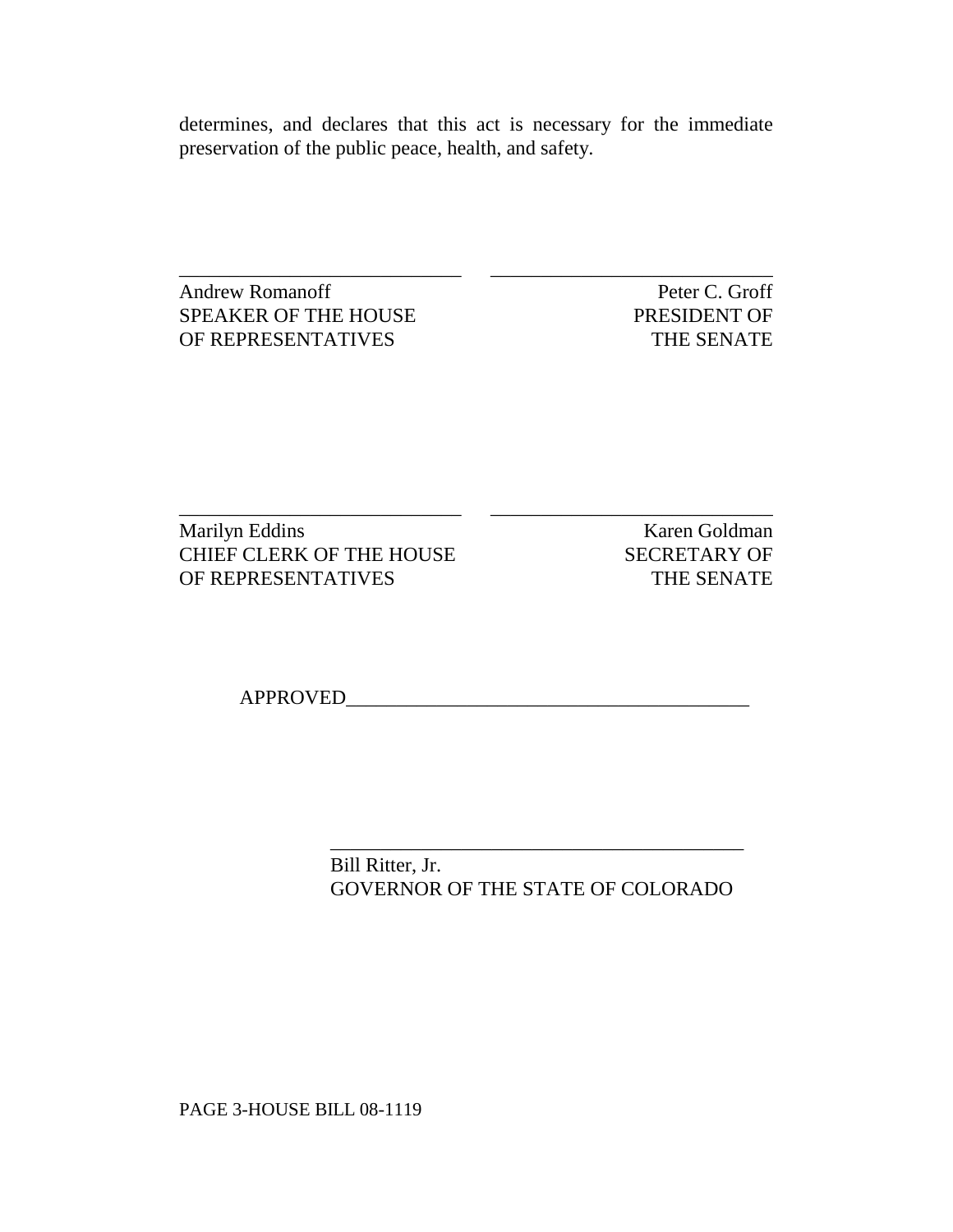determines, and declares that this act is necessary for the immediate preservation of the public peace, health, and safety.

| | |
|---|---|
| ____________________________ | ____________________________ |
| Andrew Romanoff | Peter C. Groff |
| SPEAKER OF THE HOUSE | PRESIDENT OF |
| OF REPRESENTATIVES | THE SENATE |

| | |
|---|---|
| ____________________________ | ____________________________ |
| Marilyn Eddins | Karen Goldman |
| CHIEF CLERK OF THE HOUSE | SECRETARY OF |
| OF REPRESENTATIVES | THE SENATE |

APPROVED________________________________________

____________________________________________

Bill Ritter, Jr.
GOVERNOR OF THE STATE OF COLORADO

PAGE 3-HOUSE BILL 08-1119